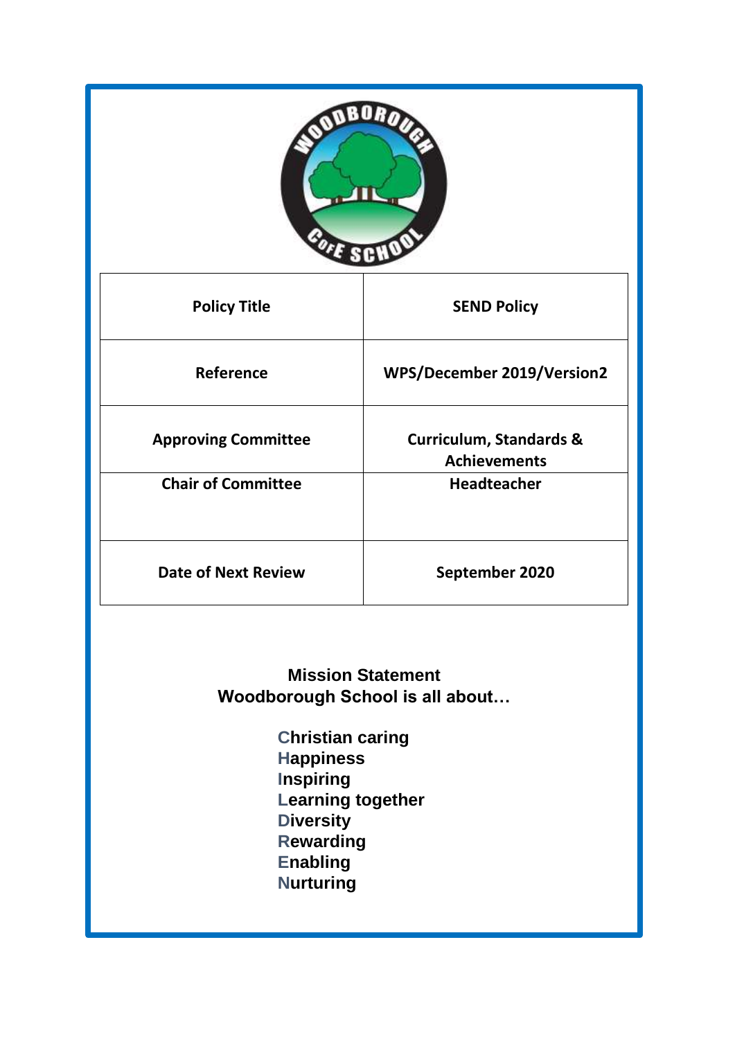| | |
|---|---|
| **Policy Title** | **SEND Policy** |
| **Reference** | **WPS/December 2019/Version2** |
| **Approving Committee** | **Curriculum, Standards & Achievements** |
| **Chair of Committee** | **Headteacher** |
| **Date of Next Review** | **September 2020** |

**Mission Statement**
**Woodborough School is all about…**

**Christian caring**
**Happiness**
**Inspiring**
**Learning together**
**Diversity**
**Rewarding**
**Enabling**
**Nurturing**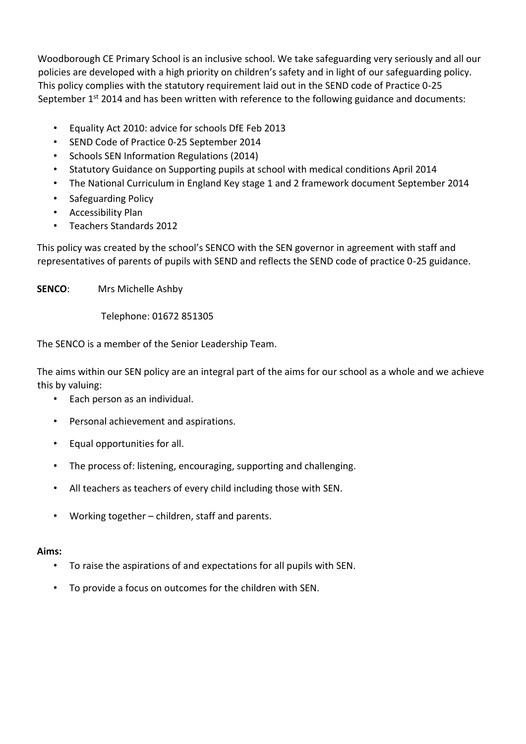Woodborough CE Primary School is an inclusive school. We take safeguarding very seriously and all our policies are developed with a high priority on children's safety and in light of our safeguarding policy. This policy complies with the statutory requirement laid out in the SEND code of Practice 0-25 September 1st 2014 and has been written with reference to the following guidance and documents:

- Equality Act 2010: advice for schools DfE Feb 2013
- SEND Code of Practice 0-25 September 2014
- Schools SEN Information Regulations (2014)
- Statutory Guidance on Supporting pupils at school with medical conditions April 2014
- The National Curriculum in England Key stage 1 and 2 framework document September 2014
- Safeguarding Policy
- Accessibility Plan
- Teachers Standards 2012

This policy was created by the school's SENCO with the SEN governor in agreement with staff and representatives of parents of pupils with SEND and reflects the SEND code of practice 0-25 guidance.

**SENCO**: Mrs Michelle Ashby

Telephone: 01672 851305

The SENCO is a member of the Senior Leadership Team.

The aims within our SEN policy are an integral part of the aims for our school as a whole and we achieve this by valuing:

- Each person as an individual.
- Personal achievement and aspirations.
- Equal opportunities for all.
- The process of: listening, encouraging, supporting and challenging.
- All teachers as teachers of every child including those with SEN.
- Working together – children, staff and parents.

**Aims:**

- To raise the aspirations of and expectations for all pupils with SEN.
- To provide a focus on outcomes for the children with SEN.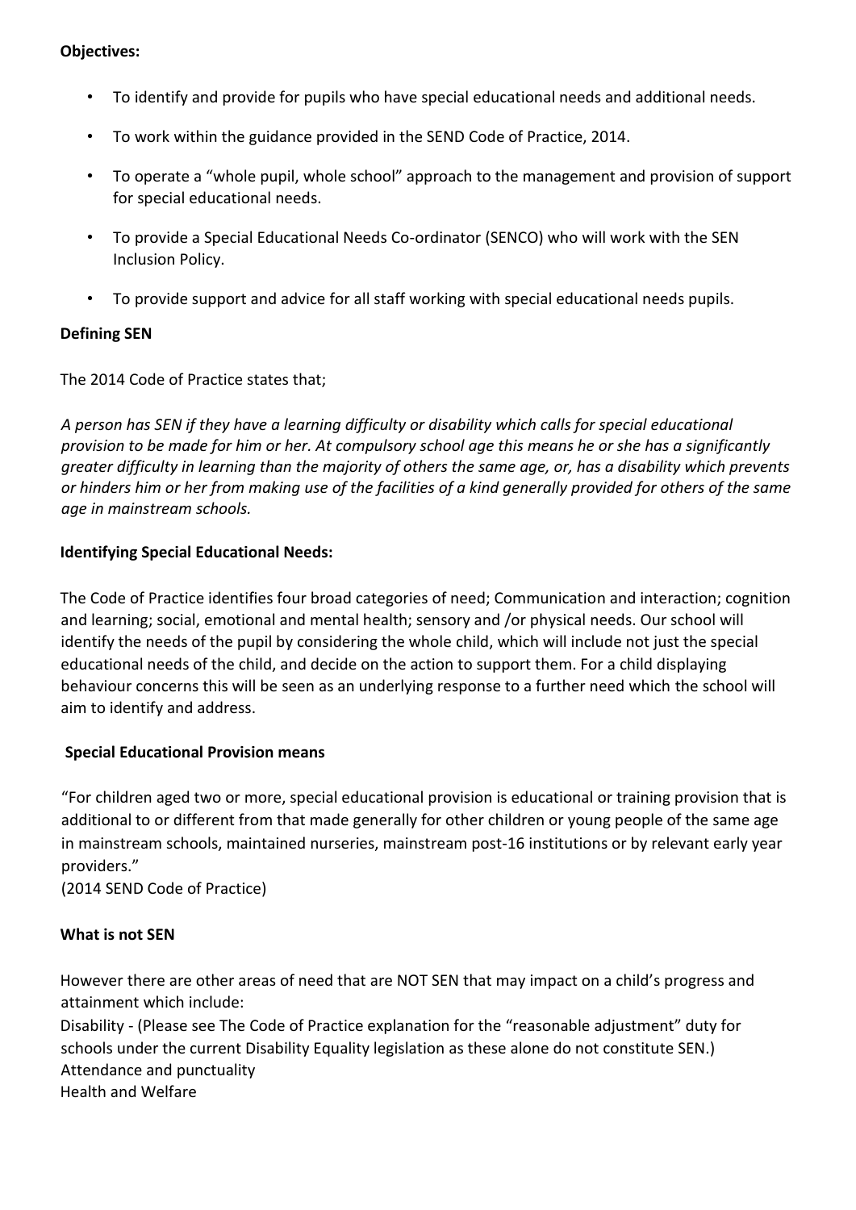**Objectives:**

- To identify and provide for pupils who have special educational needs and additional needs.
- To work within the guidance provided in the SEND Code of Practice, 2014.
- To operate a "whole pupil, whole school" approach to the management and provision of support for special educational needs.
- To provide a Special Educational Needs Co-ordinator (SENCO) who will work with the SEN Inclusion Policy.
- To provide support and advice for all staff working with special educational needs pupils.

**Defining SEN**

The 2014 Code of Practice states that;

*A person has SEN if they have a learning difficulty or disability which calls for special educational provision to be made for him or her. At compulsory school age this means he or she has a significantly greater difficulty in learning than the majority of others the same age, or, has a disability which prevents or hinders him or her from making use of the facilities of a kind generally provided for others of the same age in mainstream schools.*

**Identifying Special Educational Needs:**

The Code of Practice identifies four broad categories of need; Communication and interaction; cognition and learning; social, emotional and mental health; sensory and /or physical needs. Our school will identify the needs of the pupil by considering the whole child, which will include not just the special educational needs of the child, and decide on the action to support them. For a child displaying behaviour concerns this will be seen as an underlying response to a further need which the school will aim to identify and address.

**Special Educational Provision means**

"For children aged two or more, special educational provision is educational or training provision that is additional to or different from that made generally for other children or young people of the same age in mainstream schools, maintained nurseries, mainstream post-16 institutions or by relevant early year providers."
(2014 SEND Code of Practice)

**What is not SEN**

However there are other areas of need that are NOT SEN that may impact on a child's progress and attainment which include:
Disability - (Please see The Code of Practice explanation for the "reasonable adjustment" duty for schools under the current Disability Equality legislation as these alone do not constitute SEN.)
Attendance and punctuality
Health and Welfare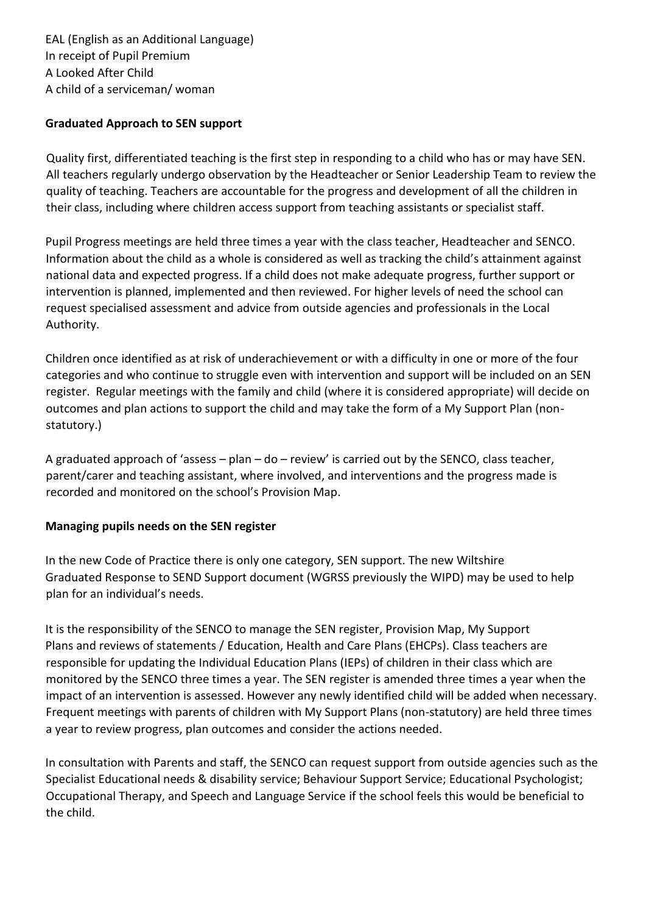EAL (English as an Additional Language)
In receipt of Pupil Premium
A Looked After Child
A child of a serviceman/ woman

**Graduated Approach to SEN support**

Quality first, differentiated teaching is the first step in responding to a child who has or may have SEN. All teachers regularly undergo observation by the Headteacher or Senior Leadership Team to review the quality of teaching. Teachers are accountable for the progress and development of all the children in their class, including where children access support from teaching assistants or specialist staff.

Pupil Progress meetings are held three times a year with the class teacher, Headteacher and SENCO. Information about the child as a whole is considered as well as tracking the child's attainment against national data and expected progress. If a child does not make adequate progress, further support or intervention is planned, implemented and then reviewed. For higher levels of need the school can request specialised assessment and advice from outside agencies and professionals in the Local Authority.

Children once identified as at risk of underachievement or with a difficulty in one or more of the four categories and who continue to struggle even with intervention and support will be included on an SEN register. Regular meetings with the family and child (where it is considered appropriate) will decide on outcomes and plan actions to support the child and may take the form of a My Support Plan (non-statutory.)

A graduated approach of 'assess – plan – do – review' is carried out by the SENCO, class teacher, parent/carer and teaching assistant, where involved, and interventions and the progress made is recorded and monitored on the school's Provision Map.

**Managing pupils needs on the SEN register**

In the new Code of Practice there is only one category, SEN support. The new Wiltshire Graduated Response to SEND Support document (WGRSS previously the WIPD) may be used to help plan for an individual's needs.

It is the responsibility of the SENCO to manage the SEN register, Provision Map, My Support Plans and reviews of statements / Education, Health and Care Plans (EHCPs). Class teachers are responsible for updating the Individual Education Plans (IEPs) of children in their class which are monitored by the SENCO three times a year. The SEN register is amended three times a year when the impact of an intervention is assessed. However any newly identified child will be added when necessary. Frequent meetings with parents of children with My Support Plans (non-statutory) are held three times a year to review progress, plan outcomes and consider the actions needed.

In consultation with Parents and staff, the SENCO can request support from outside agencies such as the Specialist Educational needs & disability service; Behaviour Support Service; Educational Psychologist; Occupational Therapy, and Speech and Language Service if the school feels this would be beneficial to the child.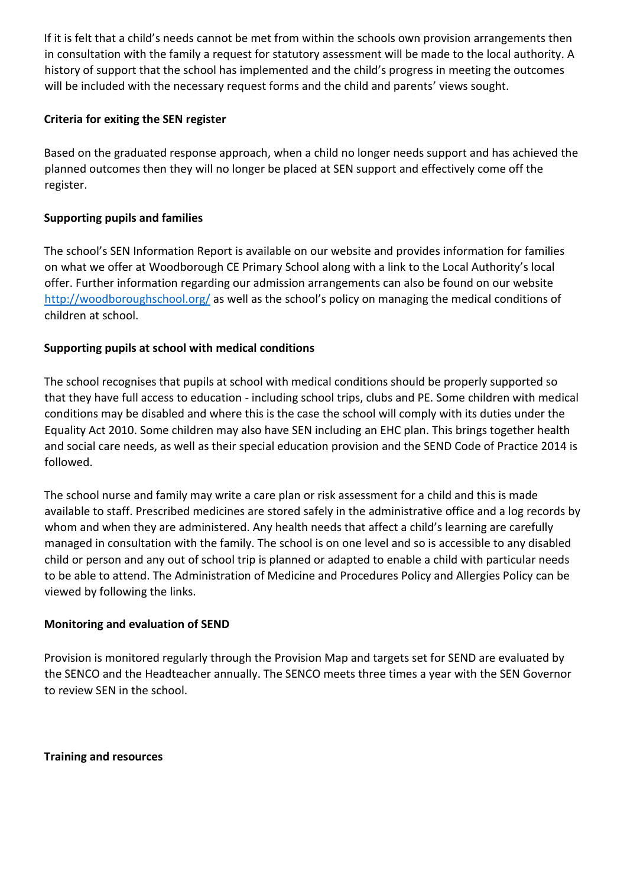If it is felt that a child's needs cannot be met from within the schools own provision arrangements then in consultation with the family a request for statutory assessment will be made to the local authority. A history of support that the school has implemented and the child's progress in meeting the outcomes will be included with the necessary request forms and the child and parents' views sought.

**Criteria for exiting the SEN register**

Based on the graduated response approach, when a child no longer needs support and has achieved the planned outcomes then they will no longer be placed at SEN support and effectively come off the register.

**Supporting pupils and families**

The school's SEN Information Report is available on our website and provides information for families on what we offer at Woodborough CE Primary School along with a link to the Local Authority's local offer. Further information regarding our admission arrangements can also be found on our website [http://woodboroughschool.org/](http://woodboroughschool.org/) as well as the school's policy on managing the medical conditions of children at school.

**Supporting pupils at school with medical conditions**

The school recognises that pupils at school with medical conditions should be properly supported so that they have full access to education - including school trips, clubs and PE. Some children with medical conditions may be disabled and where this is the case the school will comply with its duties under the Equality Act 2010. Some children may also have SEN including an EHC plan. This brings together health and social care needs, as well as their special education provision and the SEND Code of Practice 2014 is followed.

The school nurse and family may write a care plan or risk assessment for a child and this is made available to staff. Prescribed medicines are stored safely in the administrative office and a log records by whom and when they are administered. Any health needs that affect a child's learning are carefully managed in consultation with the family. The school is on one level and so is accessible to any disabled child or person and any out of school trip is planned or adapted to enable a child with particular needs to be able to attend. The Administration of Medicine and Procedures Policy and Allergies Policy can be viewed by following the links.

**Monitoring and evaluation of SEND**

Provision is monitored regularly through the Provision Map and targets set for SEND are evaluated by the SENCO and the Headteacher annually. The SENCO meets three times a year with the SEN Governor to review SEN in the school.

**Training and resources**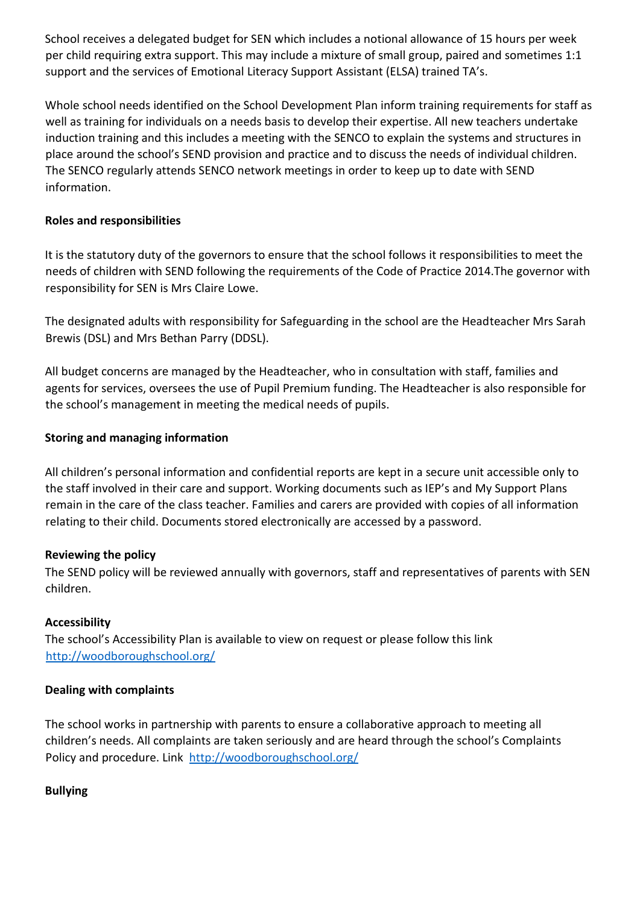School receives a delegated budget for SEN which includes a notional allowance of 15 hours per week per child requiring extra support. This may include a mixture of small group, paired and sometimes 1:1 support and the services of Emotional Literacy Support Assistant (ELSA) trained TA's.

Whole school needs identified on the School Development Plan inform training requirements for staff as well as training for individuals on a needs basis to develop their expertise. All new teachers undertake induction training and this includes a meeting with the SENCO to explain the systems and structures in place around the school's SEND provision and practice and to discuss the needs of individual children. The SENCO regularly attends SENCO network meetings in order to keep up to date with SEND information.

**Roles and responsibilities**

It is the statutory duty of the governors to ensure that the school follows it responsibilities to meet the needs of children with SEND following the requirements of the Code of Practice 2014.The governor with responsibility for SEN is Mrs Claire Lowe.

The designated adults with responsibility for Safeguarding in the school are the Headteacher Mrs Sarah Brewis (DSL) and Mrs Bethan Parry (DDSL).

All budget concerns are managed by the Headteacher, who in consultation with staff, families and agents for services, oversees the use of Pupil Premium funding. The Headteacher is also responsible for the school's management in meeting the medical needs of pupils.

**Storing and managing information**

All children's personal information and confidential reports are kept in a secure unit accessible only to the staff involved in their care and support. Working documents such as IEP's and My Support Plans remain in the care of the class teacher. Families and carers are provided with copies of all information relating to their child. Documents stored electronically are accessed by a password.

**Reviewing the policy**

The SEND policy will be reviewed annually with governors, staff and representatives of parents with SEN children.

**Accessibility**

The school's Accessibility Plan is available to view on request or please follow this link http://woodboroughschool.org/

**Dealing with complaints**

The school works in partnership with parents to ensure a collaborative approach to meeting all children's needs. All complaints are taken seriously and are heard through the school's Complaints Policy and procedure. Link http://woodboroughschool.org/

**Bullying**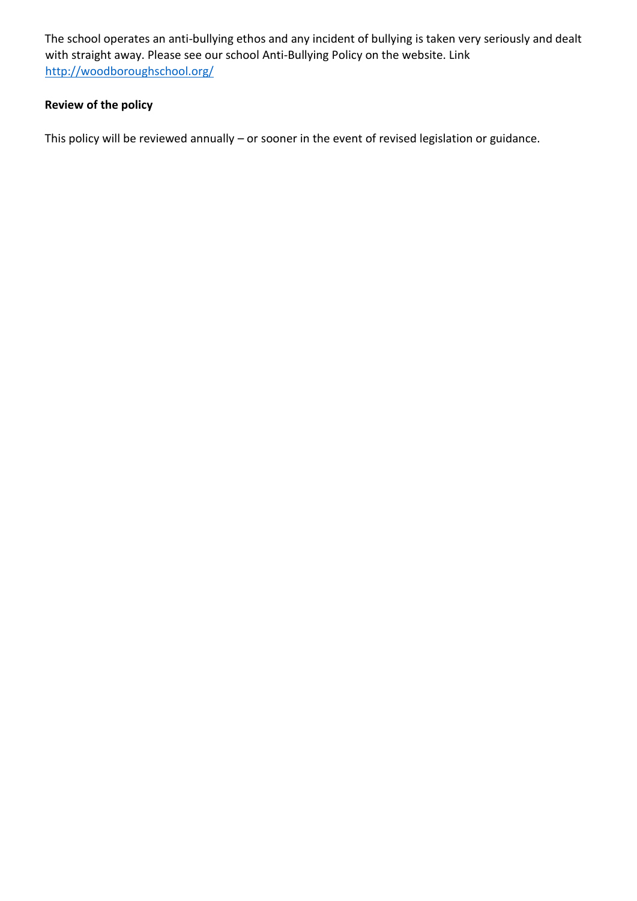The school operates an anti-bullying ethos and any incident of bullying is taken very seriously and dealt with straight away. Please see our school Anti-Bullying Policy on the website. Link [http://woodboroughschool.org/](http://woodboroughschool.org/)

**Review of the policy**

This policy will be reviewed annually – or sooner in the event of revised legislation or guidance.